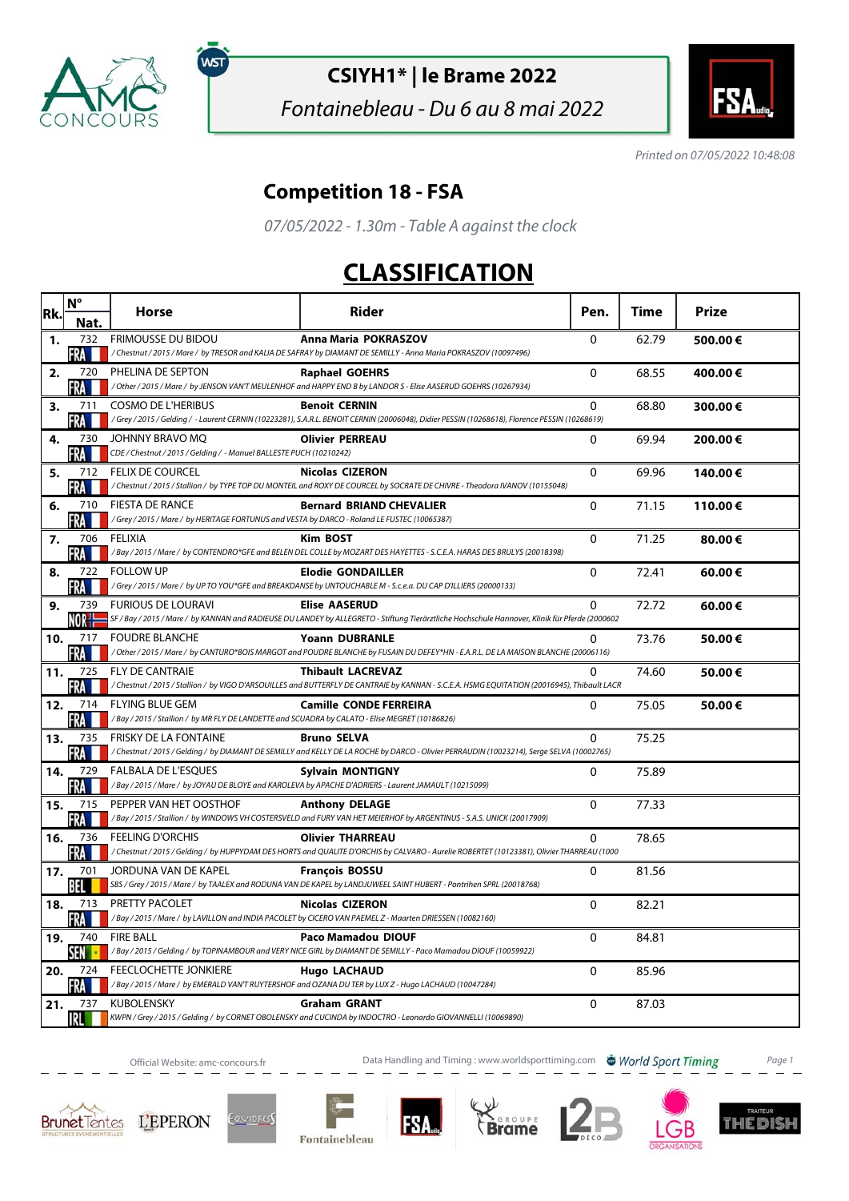# CSIYH1* | le Brame 2022

*Fontainebleau - Du 6 au 8 mai 2022*

*Printed on 07/05/2022 10:48:08*

## Competition 18 - FSA

*07/05/2022 - 1.30m - Table A against the clock*

# CLASSIFICATION

| Rk. | N° Nat. | Horse | Rider | Pen. | Time | Prize |
|---|---|---|---|---|---|---|
| 1. | 732 FRA | FRIMOUSSE DU BIDOU / Chestnut / 2015 / Mare / by TRESOR and KALIA DE SAFRAY by DIAMANT DE SEMILLY - Anna Maria POKRASZOV (10097496) | Anna Maria POKRASZOV | 0 | 62.79 | 500.00 € |
| 2. | 720 FRA | PHELINA DE SEPTON / Other / 2015 / Mare / by JENSON VAN'T MEULENHOF and HAPPY END B by LANDOR S - Elise AASERUD GOEHRS (10267934) | Raphael GOEHRS | 0 | 68.55 | 400.00 € |
| 3. | 711 FRA | COSMO DE L'HERIBUS / Grey / 2015 / Gelding / - Laurent CERNIN (10223281), S.A.R.L. BENOIT CERNIN (20006048), Didier PESSIN (10268618), Florence PESSIN (10268619) | Benoit CERNIN | 0 | 68.80 | 300.00 € |
| 4. | 730 FRA | JOHNNY BRAVO MQ CDE / Chestnut / 2015 / Gelding / - Manuel BALLESTE PUCH (10210242) | Olivier PERREAU | 0 | 69.94 | 200.00 € |
| 5. | 712 FRA | FELIX DE COURCEL / Chestnut / 2015 / Stallion / by TYPE TOP DU MONTEIL and ROXY DE COURCEL by SOCRATE DE CHIVRE - Theodora IVANOV (10155048) | Nicolas CIZERON | 0 | 69.96 | 140.00 € |
| 6. | 710 FRA | FIESTA DE RANCE / Grey / 2015 / Mare / by HERITAGE FORTUNUS and VESTA by DARCO - Roland LE FUSTEC (10065387) | Bernard BRIAND CHEVALIER | 0 | 71.15 | 110.00 € |
| 7. | 706 FRA | FELIXIA / Bay / 2015 / Mare / by CONTENDRO*GFE and BELEN DEL COLLE by MOZART DES HAYETTES - S.C.E.A. HARAS DES BRULYS (20018398) | Kim BOST | 0 | 71.25 | 80.00 € |
| 8. | 722 FRA | FOLLOW UP / Grey / 2015 / Mare / by UP TO YOU*GFE and BREAKDANSE by UNTOUCHABLE M - S.c.e.a. DU CAP D'ILLIERS (20000133) | Elodie GONDAILLER | 0 | 72.41 | 60.00 € |
| 9. | 739 NOR | FURIOUS DE LOURAVI SF / Bay / 2015 / Mare / by KANNAN and RADIEUSE DU LANDEY by ALLEGRETO - Stiftung Tierärztliche Hochschule Hannover, Klinik für Pferde (2000602 | Elise AASERUD | 0 | 72.72 | 60.00 € |
| 10. | 717 FRA | FOUDRE BLANCHE / Other / 2015 / Mare / by CANTURO*BOIS MARGOT and POUDRE BLANCHE by FUSAIN DU DEFEY*HN - E.A.R.L. DE LA MAISON BLANCHE (20006116) | Yoann DUBRANLE | 0 | 73.76 | 50.00 € |
| 11. | 725 FRA | FLY DE CANTRAIE / Chestnut / 2015 / Stallion / by VIGO D'ARSOUILLES and BUTTERFLY DE CANTRAIE by KANNAN - S.C.E.A. HSMG EQUITATION (20016945), Thibault LACR | Thibault LACREVAZ | 0 | 74.60 | 50.00 € |
| 12. | 714 FRA | FLYING BLUE GEM / Bay / 2015 / Stallion / by MR FLY DE LANDETTE and SCUADRA by CALATO - Elise MEGRET (10186826) | Camille CONDE FERREIRA | 0 | 75.05 | 50.00 € |
| 13. | 735 FRA | FRISKY DE LA FONTAINE / Chestnut / 2015 / Gelding / by DIAMANT DE SEMILLY and KELLY DE LA ROCHE by DARCO - Olivier PERRAUDIN (10023214), Serge SELVA (10002765) | Bruno SELVA | 0 | 75.25 | |
| 14. | 729 FRA | FALBALA DE L'ESQUES / Bay / 2015 / Mare / by JOYAU DE BLOYE and KAROLEVA by APACHE D'ADRIERS - Laurent JAMAULT (10215099) | Sylvain MONTIGNY | 0 | 75.89 | |
| 15. | 715 FRA | PEPPER VAN HET OOSTHOF / Bay / 2015 / Stallion / by WINDOWS VH COSTERSVELD and FURY VAN HET MEIERHOF by ARGENTINUS - S.A.S. UNICK (20017909) | Anthony DELAGE | 0 | 77.33 | |
| 16. | 736 FRA | FEELING D'ORCHIS / Chestnut / 2015 / Gelding / by HUPPYDAM DES HORTS and QUALITE D'ORCHIS by CALVARO - Aurelie ROBERTET (10123381), Olivier THARREAU (1000 | Olivier THARREAU | 0 | 78.65 | |
| 17. | 701 BEL | JORDUNA VAN DE KAPEL SBS / Grey / 2015 / Mare / by TAALEX and RODUNA VAN DE KAPEL by LANDJUWEEL SAINT HUBERT - Pontrihen SPRL (20018768) | François BOSSU | 0 | 81.56 | |
| 18. | 713 FRA | PRETTY PACOLET / Bay / 2015 / Mare / by LAVILLON and INDIA PACOLET by CICERO VAN PAEMEL Z - Maarten DRIESSEN (10082160) | Nicolas CIZERON | 0 | 82.21 | |
| 19. | 740 SEN | FIRE BALL / Bay / 2015 / Gelding / by TOPINAMBOUR and VERY NICE GIRL by DIAMANT DE SEMILLY - Paco Mamadou DIOUF (10059922) | Paco Mamadou DIOUF | 0 | 84.81 | |
| 20. | 724 FRA | FEECLOCHETTE JONKIERE / Bay / 2015 / Mare / by EMERALD VAN'T RUYTERSHOF and OZANA DU TER by LUX Z - Hugo LACHAUD (10047284) | Hugo LACHAUD | 0 | 85.96 | |
| 21. | 737 IRL | KUBOLENSKY KWPN / Grey / 2015 / Gelding / by CORNET OBOLENSKY and CUCINDA by INDOCTRO - Leonardo GIOVANNELLI (10069890) | Graham GRANT | 0 | 87.03 | |

Official Website: amc-concours.fr — Data Handling and Timing : www.worldsporttiming.com — World Sport Timing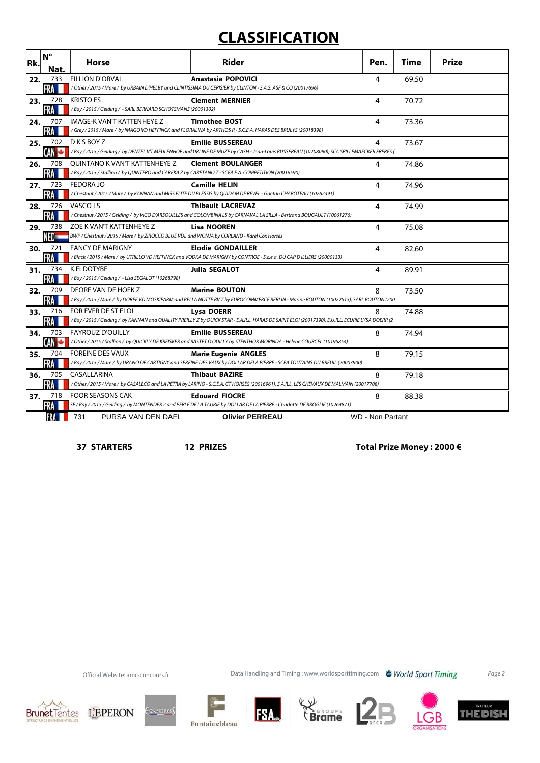# CLASSIFICATION

| Rk. | N° Nat. | Horse | Rider | Pen. | Time | Prize |
|---|---|---|---|---|---|---|
| 22. | 733 FRA | FILLION D'ORVAL *Other / 2015 / Mare / by URBAIN D'HELBY and CLINTISSIMA DU CERISIER by CLINTON - S.A.S. ASF & CO (20017696)* | **Anastasia POPOVICI** | 4 | 69.50 | |
| 23. | 728 FRA | KRISTO ES */ Bay / 2015 / Gelding / - SARL BERNARD SCHOTSMANS (20001302)* | **Clement MERNIER** | 4 | 70.72 | |
| 24. | 707 FRA | IMAGE-K VAN'T KATTENHEYE Z */ Grey / 2015 / Mare / by IMAGO VD HEFFINCK and FLORALINA by ARTHOS R - S.C.E.A. HARAS DES BRULYS (20018398)* | **Timothee BOST** | 4 | 73.36 | |
| 25. | 702 CAN | D K'S BOY Z */ Bay / 2015 / Gelding / by DENZEL V'T MEULENHOF and URLINE DE MUZE by CASH - Jean-Louis BUSSEREAU (10208090), SCA SPILLEMAECKER FRERES (* | **Emilie BUSSEREAU** | 4 | 73.67 | |
| 26. | 708 FRA | QUINTANO K VAN'T KATTENHEYE Z */ Bay / 2015 / Stallion / by QUINTERO and CAREKA Z by CARETANO Z - SCEA F.A. COMPETITION (20016590)* | **Clement BOULANGER** | 4 | 74.86 | |
| 27. | 723 FRA | FEDORA JO */ Chestnut / 2015 / Mare / by KANNAN and MISS ELITE DU PLESSIS by QUIDAM DE REVEL - Gaetan CHABOTEAU (10262391)* | **Camille HELIN** | 4 | 74.96 | |
| 28. | 726 FRA | VASCO LS */ Chestnut / 2015 / Gelding / by VIGO D'ARSOUILLES and COLOMBINA LS by CARNAVAL LA SILLA - Bertrand BOUGAULT (10061276)* | **Thibault LACREVAZ** | 4 | 74.99 | |
| 29. | 738 NED | ZOE K VAN'T KATTENHEYE Z *BWP / Chestnut / 2015 / Mare / by ZIROCCO BLUE VDL and WONJA by CORLAND - Karel Cox Horses* | **Lisa NOOREN** | 4 | 75.08 | |
| 30. | 721 FRA | FANCY DE MARIGNY */ Black / 2015 / Mare / by UTRILLO VD HEFFINCK and VODKA DE MARIGNY by CONTROE - S.c.e.a. DU CAP D'ILLIERS (20000133)* | **Elodie GONDAILLER** | 4 | 82.60 | |
| 31. | 734 FRA | K.ELDOTYBE */ Bay / 2015 / Gelding / - Lisa SEGALOT (10268798)* | **Julia SEGALOT** | 4 | 89.91 | |
| 32. | 709 FRA | DEORE VAN DE HOEK Z */ Bay / 2015 / Mare / by DOREE VD MOSKIFARM and BELLA NOTTE BV Z by EUROCOMMERCE BERLIN - Marine BOUTON (10022515), SARL BOUTON (200* | **Marine BOUTON** | 8 | 73.50 | |
| 33. | 716 FRA | FOR EVER DE ST ELOI */ Bay / 2015 / Gelding / by KANNAN and QUALITY PREILLY Z by QUICK STAR - E.A.R.L. HARAS DE SAINT ELOI (20017390), E.U.R.L. ECURIE LYSA DOERR (2* | **Lysa DOERR** | 8 | 74.88 | |
| 34. | 703 CAN | FAYROUZ D'OUILLY */ Other / 2015 / Stallion / by QUICKLY DE KREISKER and BASTET D'OUILLY by STENTHOR MORINDA - Helene COURCEL (10195854)* | **Emilie BUSSEREAU** | 8 | 74.94 | |
| 35. | 704 FRA | FOREINE DES VAUX */ Bay / 2015 / Mare / by URANO DE CARTIGNY and SEREINE DES VAUX by DOLLAR DELA PIERRE - SCEA TOUTAINS DU BREUIL (20003900)* | **Marie Eugenie ANGLES** | 8 | 79.15 | |
| 36. | 705 FRA | CASALLARINA */ Other / 2015 / Mare / by CASALLCO and LA PETRA by LARINO - S.C.E.A. CT HORSES (20016961), S.A.R.L. LES CHEVAUX DE MALMAIN (20017708)* | **Thibault BAZIRE** | 8 | 79.18 | |
| 37. | 718 FRA | FOOR SEASONS CAK *SF / Bay / 2015 / Gelding / by MONTENDER 2 and PERLE DE LA TAURIE by DOLLAR DE LA PIERRE - Charlotte DE BROGLIE (10264871)* | **Edouard FIOCRE** | 8 | 88.38 | |
| | 731 FRA | PURSA VAN DEN DAEL | **Olivier PERREAU** | WD - Non Partant | | |

**37 STARTERS** **12 PRIZES** **Total Prize Money : 2000 €**

Official Website: amc-concours.fr

Data Handling and Timing : www.worldsporttiming.com World Sport Timing